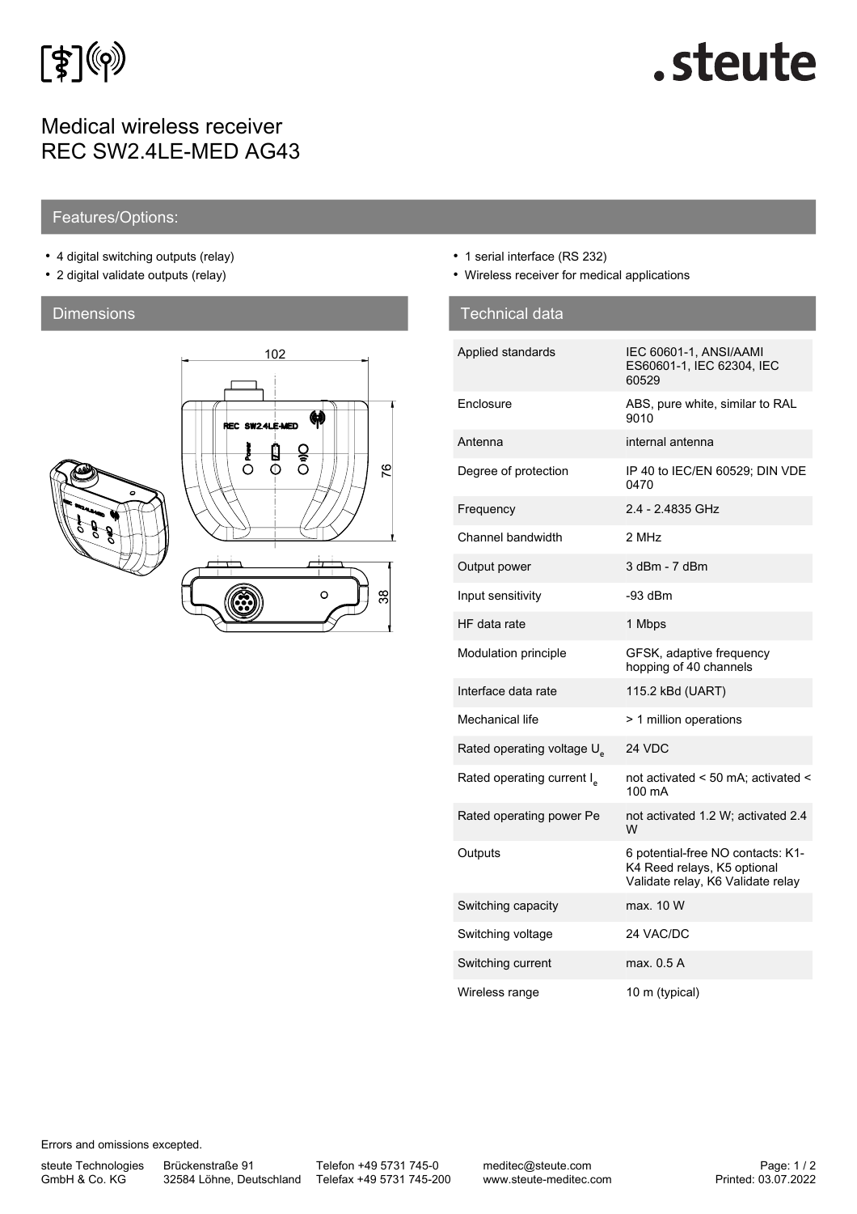# Medical wireless receiver REC SW2.4LE-MED AG43

## Features/Options:

- 4 digital switching outputs (relay)
- 2 digital validate outputs (relay)
- 1 serial interface (RS 232)
- Wireless receiver for medical applications

## Dimensions

## Technical data

| | |
|---|---|
| Applied standards | IEC 60601-1, ANSI/AAMI ES60601-1, IEC 62304, IEC 60529 |
| Enclosure | ABS, pure white, similar to RAL 9010 |
| Antenna | internal antenna |
| Degree of protection | IP 40 to IEC/EN 60529; DIN VDE 0470 |
| Frequency | 2.4 - 2.4835 GHz |
| Channel bandwidth | 2 MHz |
| Output power | 3 dBm - 7 dBm |
| Input sensitivity | -93 dBm |
| HF data rate | 1 Mbps |
| Modulation principle | GFSK, adaptive frequency hopping of 40 channels |
| Interface data rate | 115.2 kBd (UART) |
| Mechanical life | > 1 million operations |
| Rated operating voltage $U_e$ | 24 VDC |
| Rated operating current $I_e$ | not activated < 50 mA; activated < 100 mA |
| Rated operating power Pe | not activated 1.2 W; activated 2.4 W |
| Outputs | 6 potential-free NO contacts: K1-K4 Reed relays, K5 optional Validate relay, K6 Validate relay |
| Switching capacity | max. 10 W |
| Switching voltage | 24 VAC/DC |
| Switching current | max. 0.5 A |
| Wireless range | 10 m (typical) |

Errors and omissions excepted.

steute Technologies GmbH & Co. KG | Brückenstraße 91, 32584 Löhne, Deutschland | Telefon +49 5731 745-0 | Telefax +49 5731 745-200 | meditec@steute.com | www.steute-meditec.com

Printed: 03.07.2022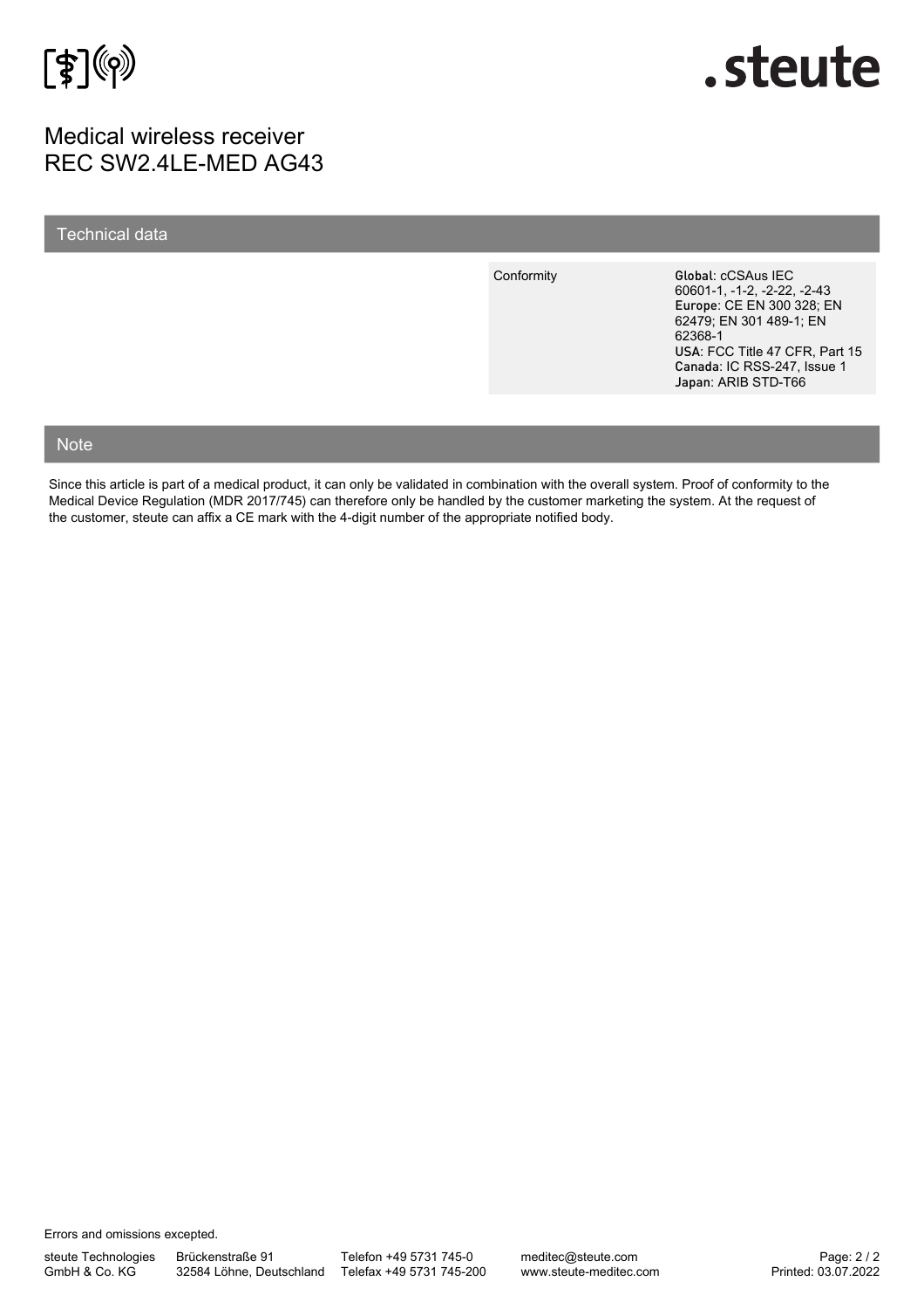# Medical wireless receiver
# REC SW2.4LE-MED AG43

## Technical data

| | |
|---|---|
| Conformity | **Global**: cCSAus IEC 60601-1, -1-2, -2-22, -2-43<br>**Europe**: CE EN 300 328; EN 62479; EN 301 489-1; EN 62368-1<br>**USA**: FCC Title 47 CFR, Part 15<br>**Canada**: IC RSS-247, Issue 1<br>**Japan**: ARIB STD-T66 |

## Note

Since this article is part of a medical product, it can only be validated in combination with the overall system. Proof of conformity to the Medical Device Regulation (MDR 2017/745) can therefore only be handled by the customer marketing the system. At the request of the customer, steute can affix a CE mark with the 4-digit number of the appropriate notified body.

Errors and omissions excepted.

steute Technologies GmbH & Co. KG | Brückenstraße 91, 32584 Löhne, Deutschland | Telefon +49 5731 745-0 | Telefax +49 5731 745-200 | meditec@steute.com | www.steute-meditec.com

Printed: 03.07.2022